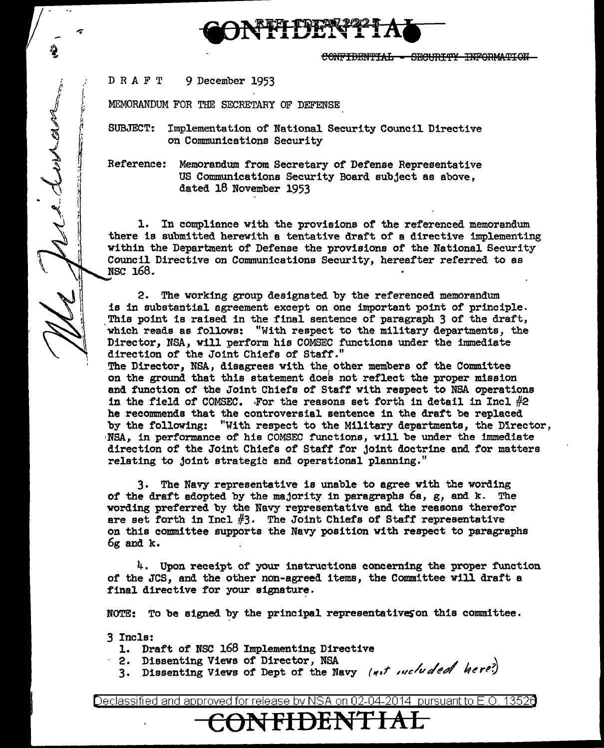CONFIDENTIAL

~~CONFIDENTIAL - SECURITY INFORMATION~~

D R A F T 9 December 1953

MEMORANDUM FOR THE SECRETARY OF DEFENSE

SUBJECT: Implementation of National Security Council Directive on Communications Security

Reference: Memorandum from Secretary of Defense Representative US Communications Security Board subject as above, dated 18 November 1953

1. In compliance with the provisions of the referenced memorandum there is submitted herewith a tentative draft of a directive implementing within the Department of Defense the provisions of the National Security Council Directive on Communications Security, hereafter referred to as NSC 168.

2. The working group designated by the referenced memorandum is in substantial agreement except on one important point of principle. This point is raised in the final sentence of paragraph 3 of the draft, which reads as follows: "With respect to the military departments, the Director, NSA, will perform his COMSEC functions under the immediate direction of the Joint Chiefs of Staff."
The Director, NSA, disagrees with the other members of the Committee on the ground that this statement does not reflect the proper mission and function of the Joint Chiefs of Staff with respect to NSA operations in the field of COMSEC. For the reasons set forth in detail in Incl #2 he recommends that the controversial sentence in the draft be replaced by the following: "With respect to the Military departments, the Director, NSA, in performance of his COMSEC functions, will be under the immediate direction of the Joint Chiefs of Staff for joint doctrine and for matters relating to joint strategic and operational planning."

3. The Navy representative is unable to agree with the wording of the draft adopted by the majority in paragraphs 6a, g, and k. The wording preferred by the Navy representative and the reasons therefor are set forth in Incl #3. The Joint Chiefs of Staff representative on this committee supports the Navy position with respect to paragraphs 6g and k.

4. Upon receipt of your instructions concerning the proper function of the JCS, and the other non-agreed items, the Committee will draft a final directive for your signature.

NOTE: To be signed by the principal representatives on this committee.

3 Incls:
1. Draft of NSC 168 Implementing Directive
2. Dissenting Views of Director, NSA
3. Dissenting Views of Dept of the Navy *(not included here?)*

Declassified and approved for release by NSA on 02-04-2014 pursuant to E.O. 13526

CONFIDENTIAL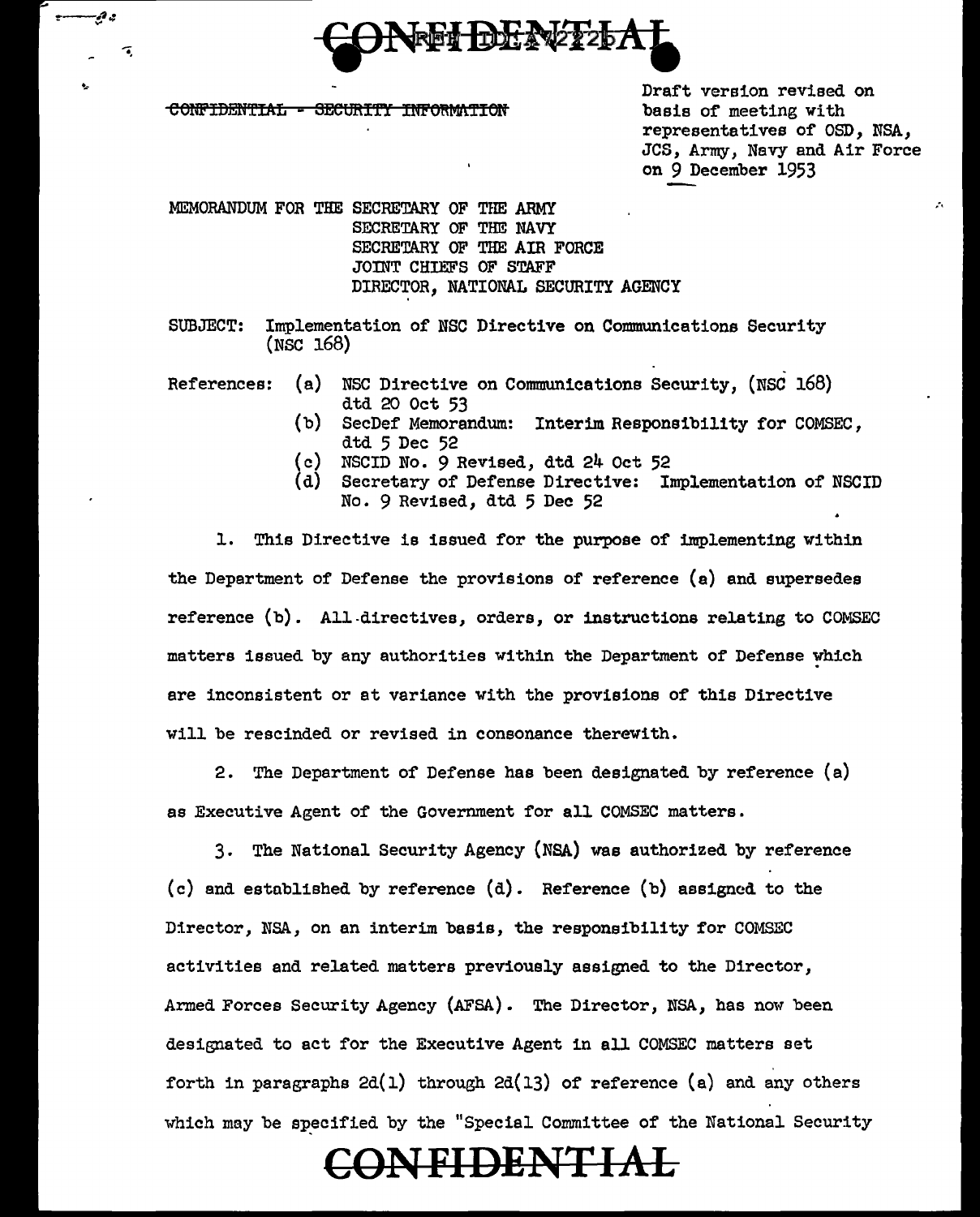~~CONFIDENTIAL - SECURITY INFORMATION~~

Draft version revised on basis of meeting with representatives of OSD, NSA, JCS, Army, Navy and Air Force on 9 December 1953

MEMORANDUM FOR THE SECRETARY OF THE ARMY
SECRETARY OF THE NAVY
SECRETARY OF THE AIR FORCE
JOINT CHIEFS OF STAFF
DIRECTOR, NATIONAL SECURITY AGENCY

SUBJECT: Implementation of NSC Directive on Communications Security (NSC 168)

References:
- (a) NSC Directive on Communications Security, (NSC 168) dtd 20 Oct 53
- (b) SecDef Memorandum: Interim Responsibility for COMSEC, dtd 5 Dec 52
- (c) NSCID No. 9 Revised, dtd 24 Oct 52
- (d) Secretary of Defense Directive: Implementation of NSCID No. 9 Revised, dtd 5 Dec 52

1. This Directive is issued for the purpose of implementing within the Department of Defense the provisions of reference (a) and supersedes reference (b). All directives, orders, or instructions relating to COMSEC matters issued by any authorities within the Department of Defense which are inconsistent or at variance with the provisions of this Directive will be rescinded or revised in consonance therewith.

2. The Department of Defense has been designated by reference (a) as Executive Agent of the Government for all COMSEC matters.

3. The National Security Agency (NSA) was authorized by reference (c) and established by reference (d). Reference (b) assigned to the Director, NSA, on an interim basis, the responsibility for COMSEC activities and related matters previously assigned to the Director, Armed Forces Security Agency (AFSA). The Director, NSA, has now been designated to act for the Executive Agent in all COMSEC matters set forth in paragraphs 2d(1) through 2d(13) of reference (a) and any others which may be specified by the "Special Committee of the National Security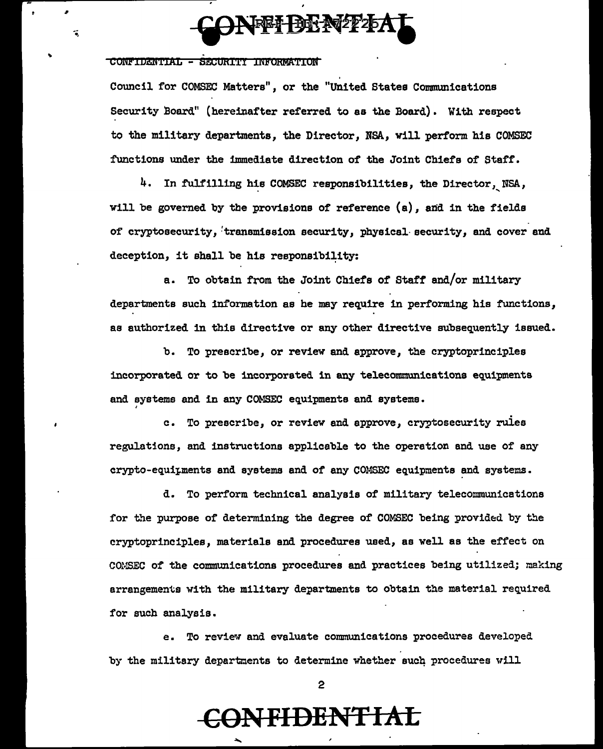Council for COMSEC Matters", or the "United States Communications Security Board" (hereinafter referred to as the Board). With respect to the military departments, the Director, NSA, will perform his COMSEC functions under the immediate direction of the Joint Chiefs of Staff.

4. In fulfilling his COMSEC responsibilities, the Director, NSA, will be governed by the provisions of reference (a), and in the fields of cryptosecurity, transmission security, physical security, and cover and deception, it shall be his responsibility:

a. To obtain from the Joint Chiefs of Staff and/or military departments such information as he may require in performing his functions, as authorized in this directive or any other directive subsequently issued.

b. To prescribe, or review and approve, the cryptoprinciples incorporated or to be incorporated in any telecommunications equipments and systems and in any COMSEC equipments and systems.

c. To prescribe, or review and approve, cryptosecurity rules regulations, and instructions applicable to the operation and use of any crypto-equipments and systems and of any COMSEC equipments and systems.

d. To perform technical analysis of military telecommunications for the purpose of determining the degree of COMSEC being provided by the cryptoprinciples, materials and procedures used, as well as the effect on COMSEC of the communications procedures and practices being utilized; making arrangements with the military departments to obtain the material required for such analysis.

e. To review and evaluate communications procedures developed by the military departments to determine whether such procedures will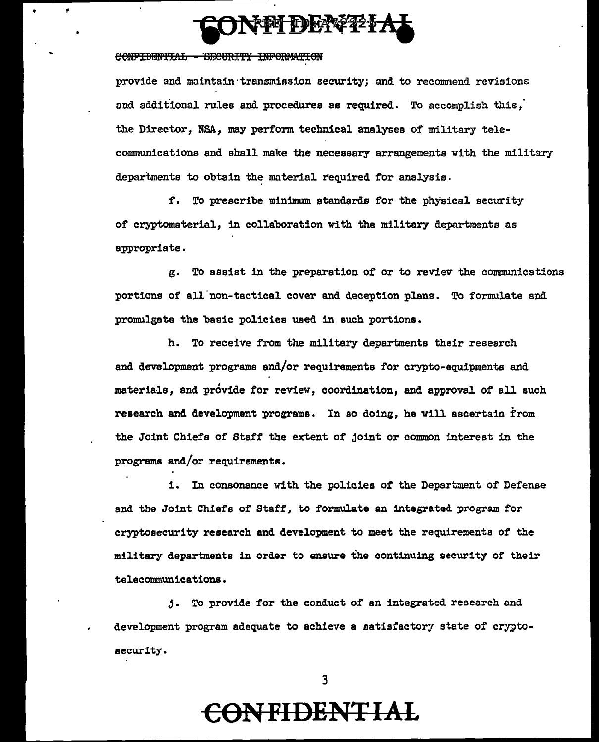provide and maintain transmission security; and to recommend revisions and additional rules and procedures as required. To accomplish this, the Director, NSA, may perform technical analyses of military telecommunications and shall make the necessary arrangements with the military departments to obtain the material required for analysis.

f. To prescribe minimum standards for the physical security of cryptomaterial, in collaboration with the military departments as appropriate.

g. To assist in the preparation of or to review the communications portions of all non-tactical cover and deception plans. To formulate and promulgate the basic policies used in such portions.

h. To receive from the military departments their research and development programs and/or requirements for crypto-equipments and materials, and provide for review, coordination, and approval of all such research and development programs. In so doing, he will ascertain from the Joint Chiefs of Staff the extent of joint or common interest in the programs and/or requirements.

i. In consonance with the policies of the Department of Defense and the Joint Chiefs of Staff, to formulate an integrated program for cryptosecurity research and development to meet the requirements of the military departments in order to ensure the continuing security of their telecommunications.

j. To provide for the conduct of an integrated research and development program adequate to achieve a satisfactory state of cryptosecurity.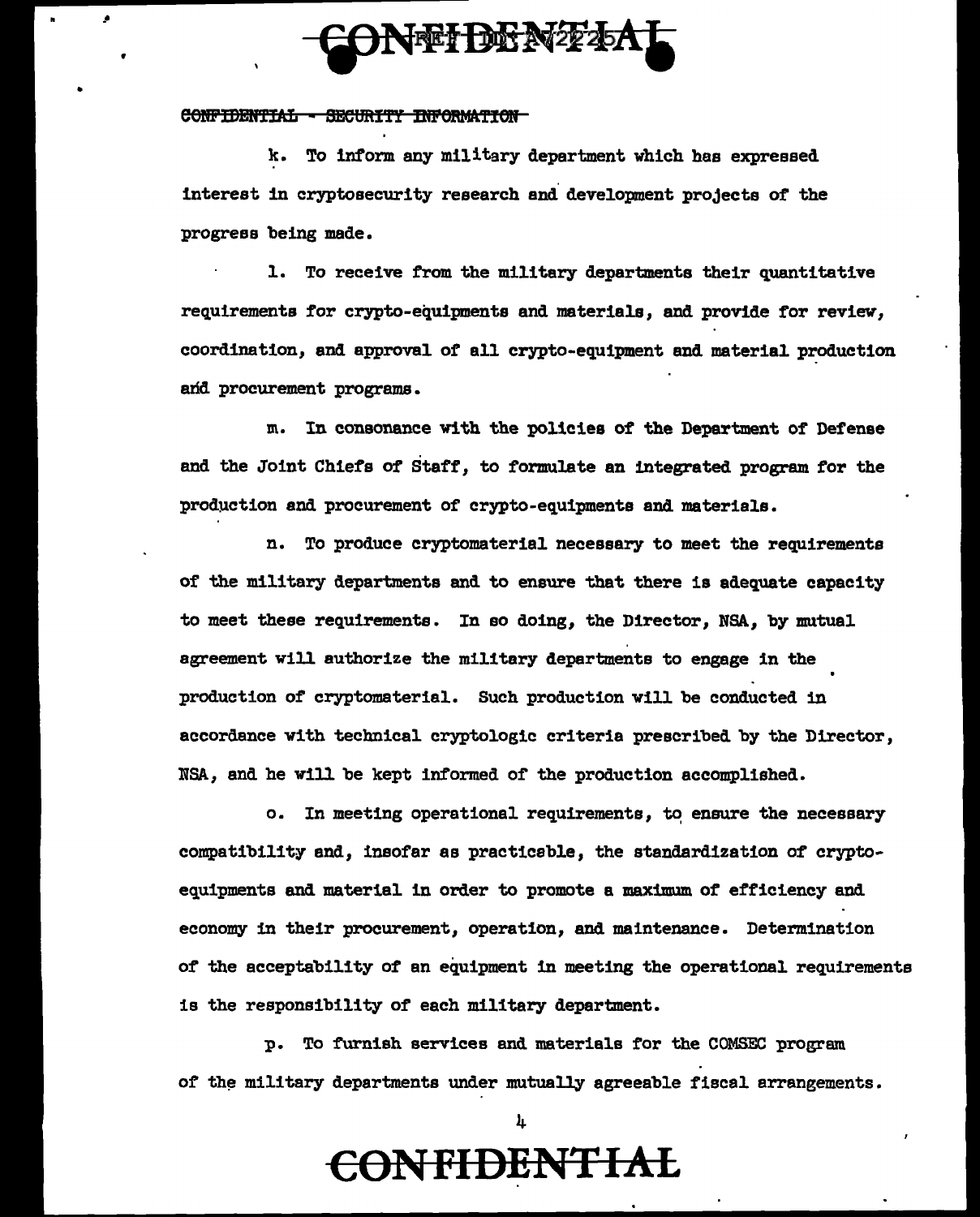CONFIDENTIAL - SECURITY INFORMATION

k. To inform any military department which has expressed interest in cryptosecurity research and development projects of the progress being made.

l. To receive from the military departments their quantitative requirements for crypto-equipments and materials, and provide for review, coordination, and approval of all crypto-equipment and material production and procurement programs.

m. In consonance with the policies of the Department of Defense and the Joint Chiefs of Staff, to formulate an integrated program for the production and procurement of crypto-equipments and materials.

n. To produce cryptomaterial necessary to meet the requirements of the military departments and to ensure that there is adequate capacity to meet these requirements. In so doing, the Director, NSA, by mutual agreement will authorize the military departments to engage in the production of cryptomaterial. Such production will be conducted in accordance with technical cryptologic criteria prescribed by the Director, NSA, and he will be kept informed of the production accomplished.

o. In meeting operational requirements, to ensure the necessary compatibility and, insofar as practicable, the standardization of crypto-equipments and material in order to promote a maximum of efficiency and economy in their procurement, operation, and maintenance. Determination of the acceptability of an equipment in meeting the operational requirements is the responsibility of each military department.

p. To furnish services and materials for the COMSEC program of the military departments under mutually agreeable fiscal arrangements.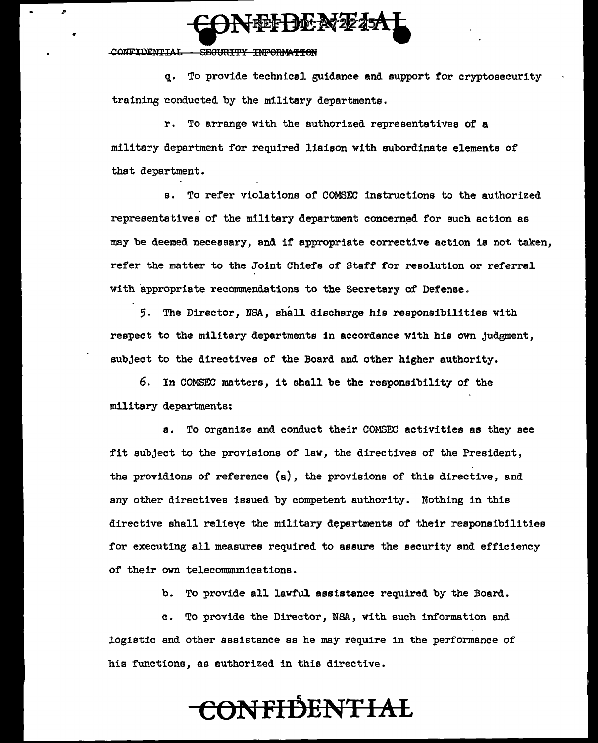q. To provide technical guidance and support for cryptosecurity training conducted by the military departments.

r. To arrange with the authorized representatives of a military department for required liaison with subordinate elements of that department.

s. To refer violations of COMSEC instructions to the authorized representatives of the military department concerned for such action as may be deemed necessary, and if appropriate corrective action is not taken, refer the matter to the Joint Chiefs of Staff for resolution or referral with appropriate recommendations to the Secretary of Defense.

5. The Director, NSA, shall discharge his responsibilities with respect to the military departments in accordance with his own judgment, subject to the directives of the Board and other higher authority.

6. In COMSEC matters, it shall be the responsibility of the military departments:

a. To organize and conduct their COMSEC activities as they see fit subject to the provisions of law, the directives of the President, the providions of reference (a), the provisions of this directive, and any other directives issued by competent authority. Nothing in this directive shall relieve the military departments of their responsibilities for executing all measures required to assure the security and efficiency of their own telecommunications.

b. To provide all lawful assistance required by the Board.

c. To provide the Director, NSA, with such information and logistic and other assistance as he may require in the performance of his functions, as authorized in this directive.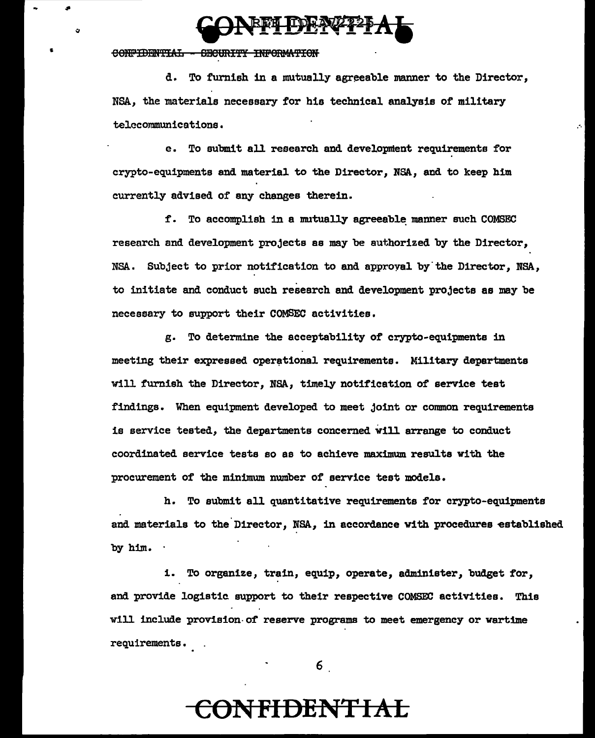d. To furnish in a mutually agreeable manner to the Director, NSA, the materials necessary for his technical analysis of military telecommunications.

e. To submit all research and development requirements for crypto-equipments and material to the Director, NSA, and to keep him currently advised of any changes therein.

f. To accomplish in a mutually agreeable manner such COMSEC research and development projects as may be authorized by the Director, NSA. Subject to prior notification to and approval by the Director, NSA, to initiate and conduct such research and development projects as may be necessary to support their COMSEC activities.

g. To determine the acceptability of crypto-equipments in meeting their expressed operational requirements. Military departments will furnish the Director, NSA, timely notification of service test findings. When equipment developed to meet joint or common requirements is service tested, the departments concerned will arrange to conduct coordinated service tests so as to achieve maximum results with the procurement of the minimum number of service test models.

h. To submit all quantitative requirements for crypto-equipments and materials to the Director, NSA, in accordance with procedures established by him.

i. To organize, train, equip, operate, administer, budget for, and provide logistic support to their respective COMSEC activities. This will include provision of reserve programs to meet emergency or wartime requirements.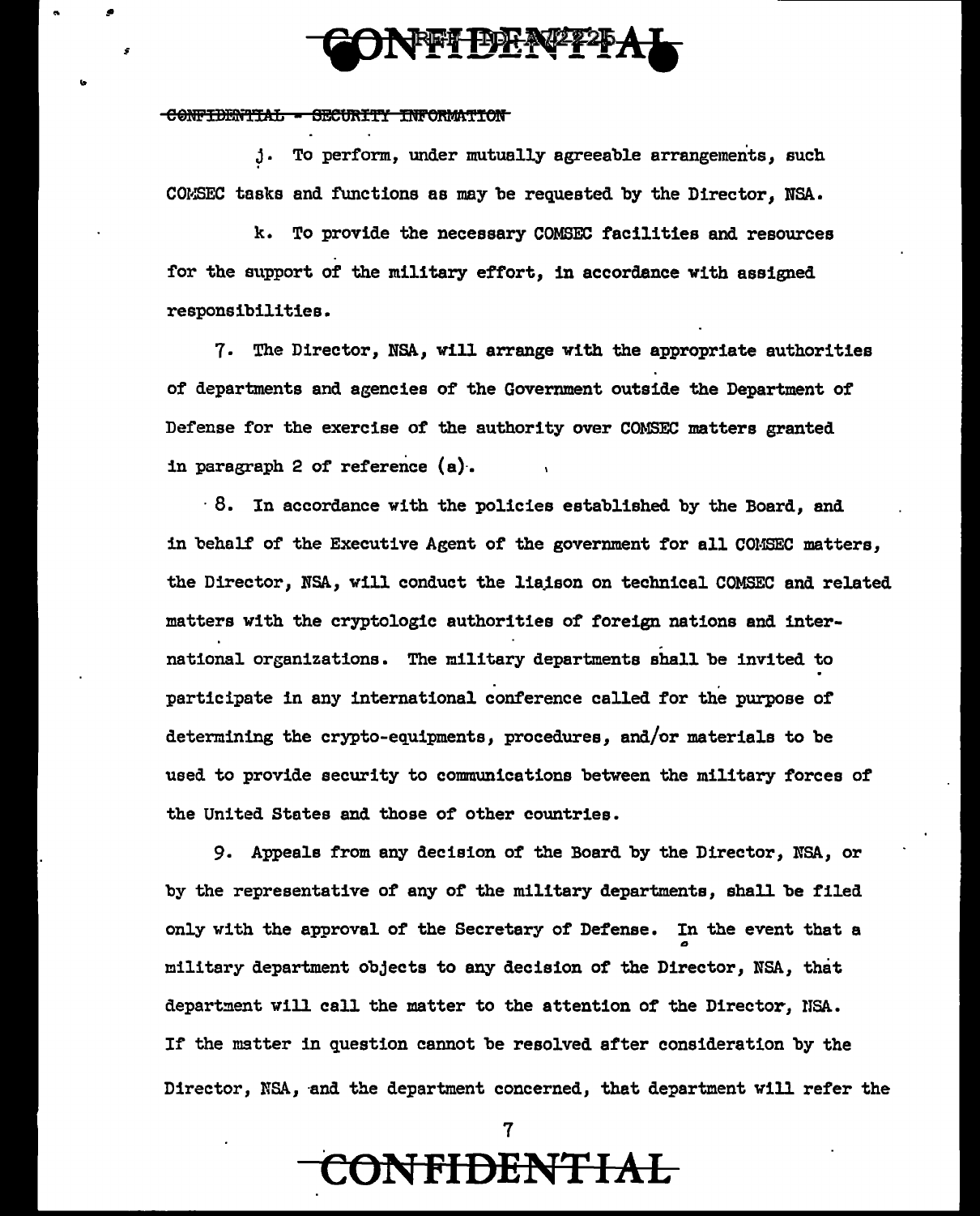CONFIDENTIAL - SECURITY INFORMATION

j. To perform, under mutually agreeable arrangements, such COMSEC tasks and functions as may be requested by the Director, NSA.

k. To provide the necessary COMSEC facilities and resources for the support of the military effort, in accordance with assigned responsibilities.

7. The Director, NSA, will arrange with the appropriate authorities of departments and agencies of the Government outside the Department of Defense for the exercise of the authority over COMSEC matters granted in paragraph 2 of reference (a).

8. In accordance with the policies established by the Board, and in behalf of the Executive Agent of the government for all COMSEC matters, the Director, NSA, will conduct the liaison on technical COMSEC and related matters with the cryptologic authorities of foreign nations and international organizations. The military departments shall be invited to participate in any international conference called for the purpose of determining the crypto-equipments, procedures, and/or materials to be used to provide security to communications between the military forces of the United States and those of other countries.

9. Appeals from any decision of the Board by the Director, NSA, or by the representative of any of the military departments, shall be filed only with the approval of the Secretary of Defense. In the event that a military department objects to any decision of the Director, NSA, that department will call the matter to the attention of the Director, NSA. If the matter in question cannot be resolved after consideration by the Director, NSA, and the department concerned, that department will refer the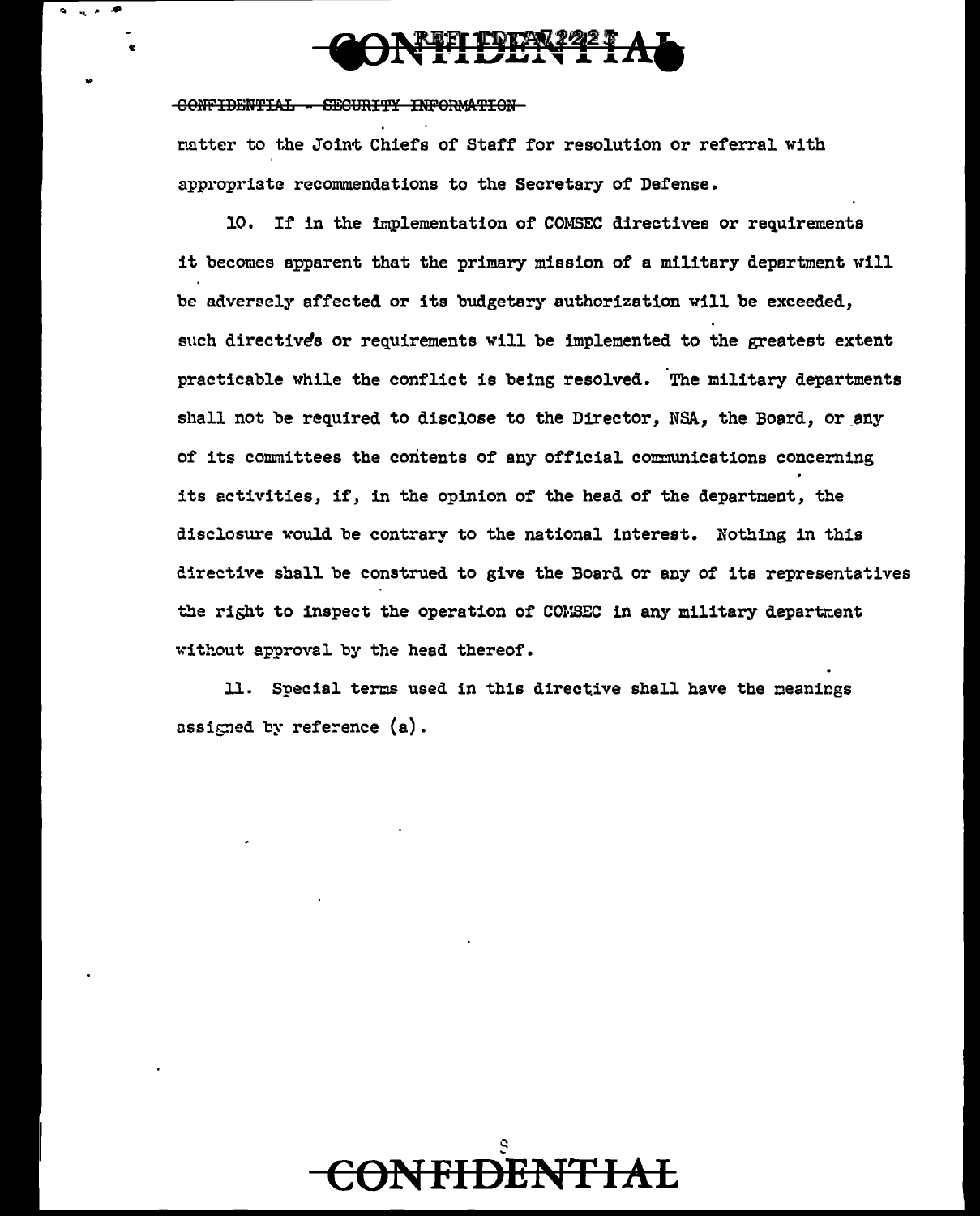matter to the Joint Chiefs of Staff for resolution or referral with appropriate recommendations to the Secretary of Defense.

10. If in the implementation of COMSEC directives or requirements it becomes apparent that the primary mission of a military department will be adversely affected or its budgetary authorization will be exceeded, such directives or requirements will be implemented to the greatest extent practicable while the conflict is being resolved. The military departments shall not be required to disclose to the Director, NSA, the Board, or any of its committees the contents of any official communications concerning its activities, if, in the opinion of the head of the department, the disclosure would be contrary to the national interest. Nothing in this directive shall be construed to give the Board or any of its representatives the right to inspect the operation of COMSEC in any military department without approval by the head thereof.

11. Special terms used in this directive shall have the meanings assigned by reference (a).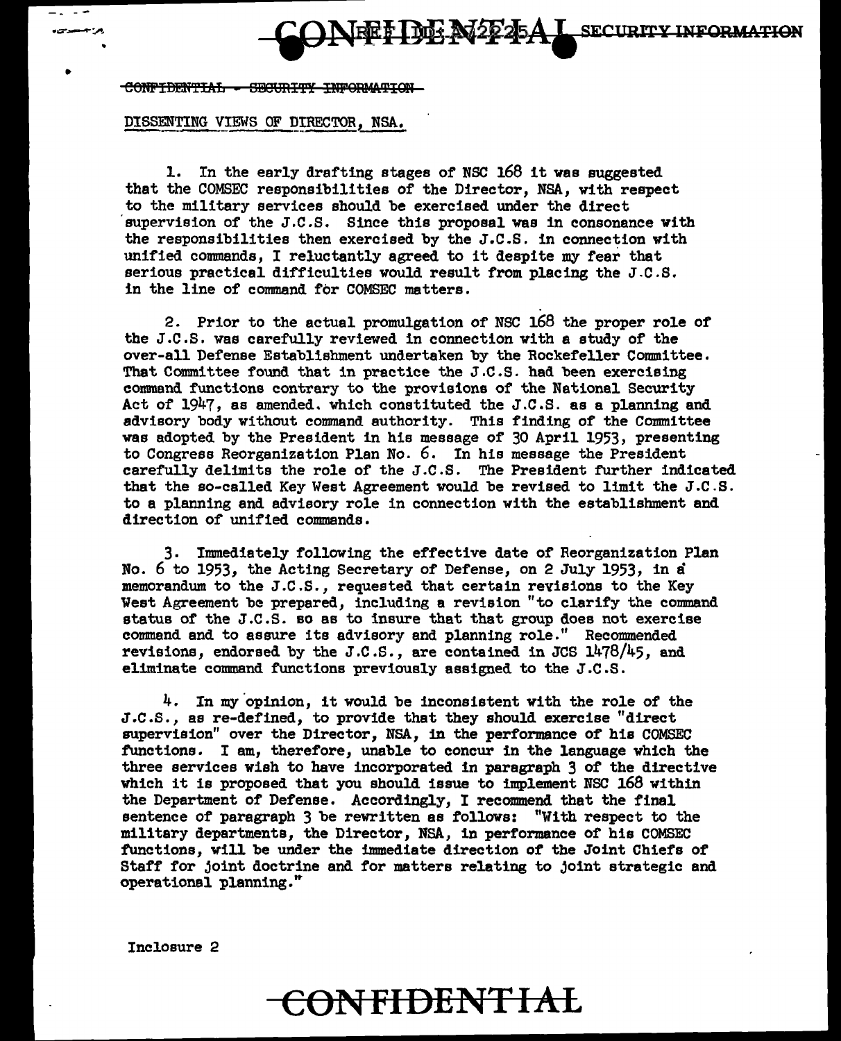CONFIDENTIAL - SECURITY INFORMATION

DISSENTING VIEWS OF DIRECTOR, NSA.

1. In the early drafting stages of NSC 168 it was suggested that the COMSEC responsibilities of the Director, NSA, with respect to the military services should be exercised under the direct supervision of the J.C.S. Since this proposal was in consonance with the responsibilities then exercised by the J.C.S. in connection with unified commands, I reluctantly agreed to it despite my fear that serious practical difficulties would result from placing the J.C.S. in the line of command for COMSEC matters.

2. Prior to the actual promulgation of NSC 168 the proper role of the J.C.S. was carefully reviewed in connection with a study of the over-all Defense Establishment undertaken by the Rockefeller Committee. That Committee found that in practice the J.C.S. had been exercising command functions contrary to the provisions of the National Security Act of 1947, as amended, which constituted the J.C.S. as a planning and advisory body without command authority. This finding of the Committee was adopted by the President in his message of 30 April 1953, presenting to Congress Reorganization Plan No. 6. In his message the President carefully delimits the role of the J.C.S. The President further indicated that the so-called Key West Agreement would be revised to limit the J.C.S. to a planning and advisory role in connection with the establishment and direction of unified commands.

3. Immediately following the effective date of Reorganization Plan No. 6 to 1953, the Acting Secretary of Defense, on 2 July 1953, in a memorandum to the J.C.S., requested that certain revisions to the Key West Agreement be prepared, including a revision "to clarify the command status of the J.C.S. so as to insure that that group does not exercise command and to assure its advisory and planning role." Recommended revisions, endorsed by the J.C.S., are contained in JCS 1478/45, and eliminate command functions previously assigned to the J.C.S.

4. In my opinion, it would be inconsistent with the role of the J.C.S., as re-defined, to provide that they should exercise "direct supervision" over the Director, NSA, in the performance of his COMSEC functions. I am, therefore, unable to concur in the language which the three services wish to have incorporated in paragraph 3 of the directive which it is proposed that you should issue to implement NSC 168 within the Department of Defense. Accordingly, I recommend that the final sentence of paragraph 3 be rewritten as follows: "With respect to the military departments, the Director, NSA, in performance of his COMSEC functions, will be under the immediate direction of the Joint Chiefs of Staff for joint doctrine and for matters relating to joint strategic and operational planning."

Inclosure 2

CONFIDENTIAL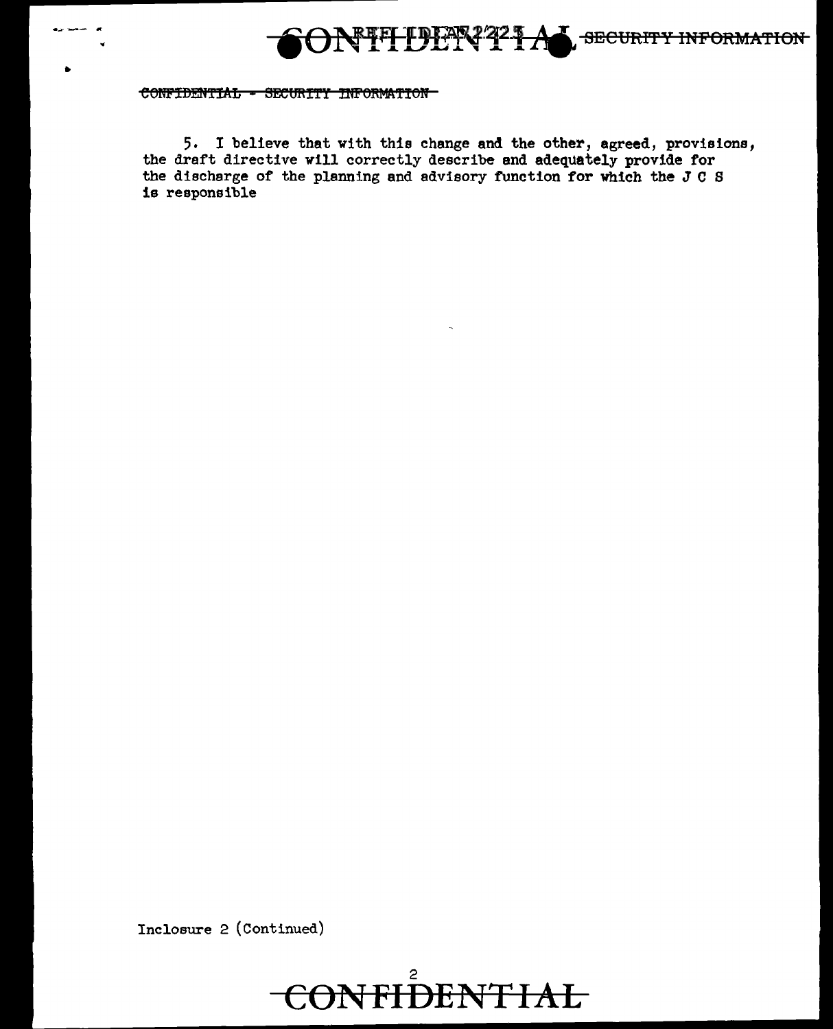CONFIDENTIAL - SECURITY INFORMATION

5. I believe that with this change and the other, agreed, provisions, the draft directive will correctly describe and adequately provide for the discharge of the planning and advisory function for which the J C S is responsible

Inclosure 2 (Continued)

CONFIDENTIAL